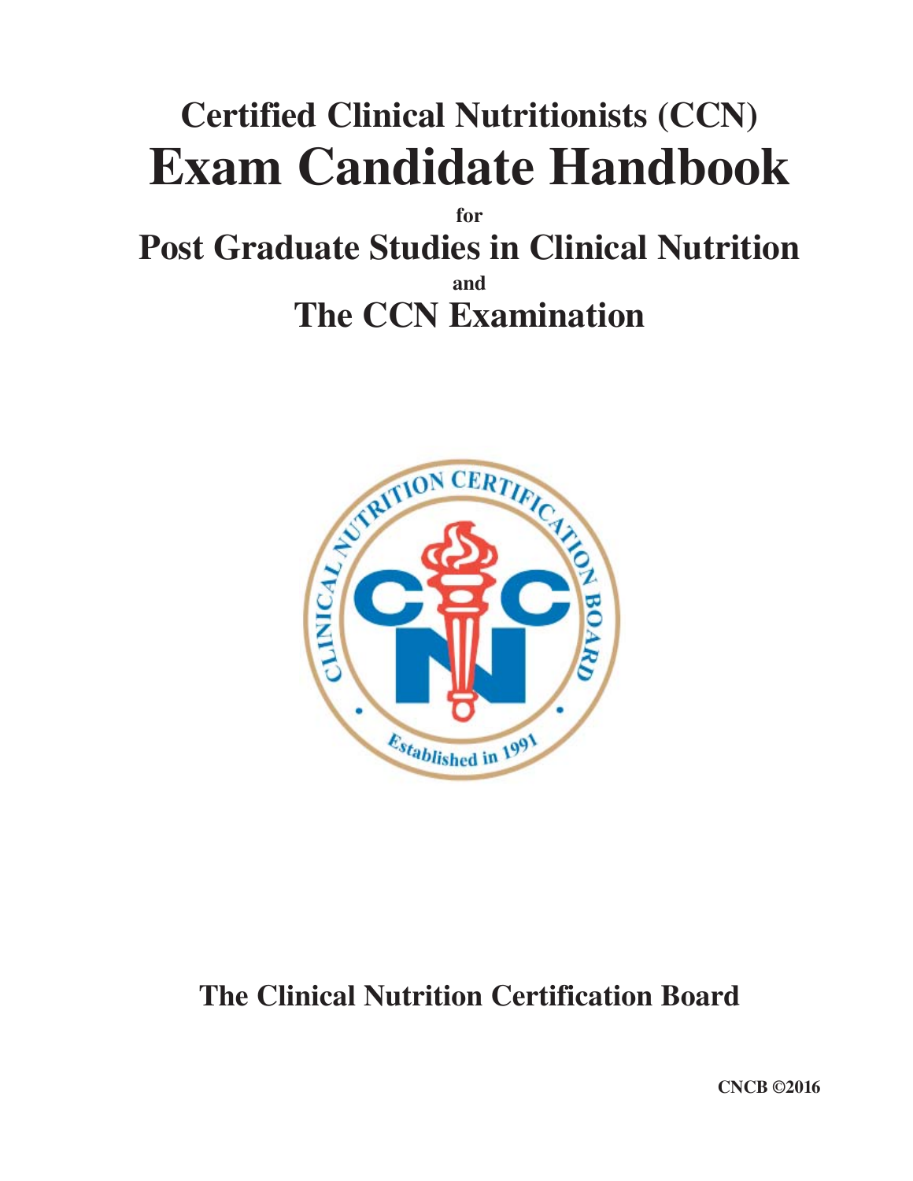# Certified Clinical Nutritionists (CCN)

# Exam Candidate Handbook

for

# Post Graduate Studies in Clinical Nutrition

and

# The CCN Examination

**The Clinical Nutrition Certification Board**

CNCB ©2016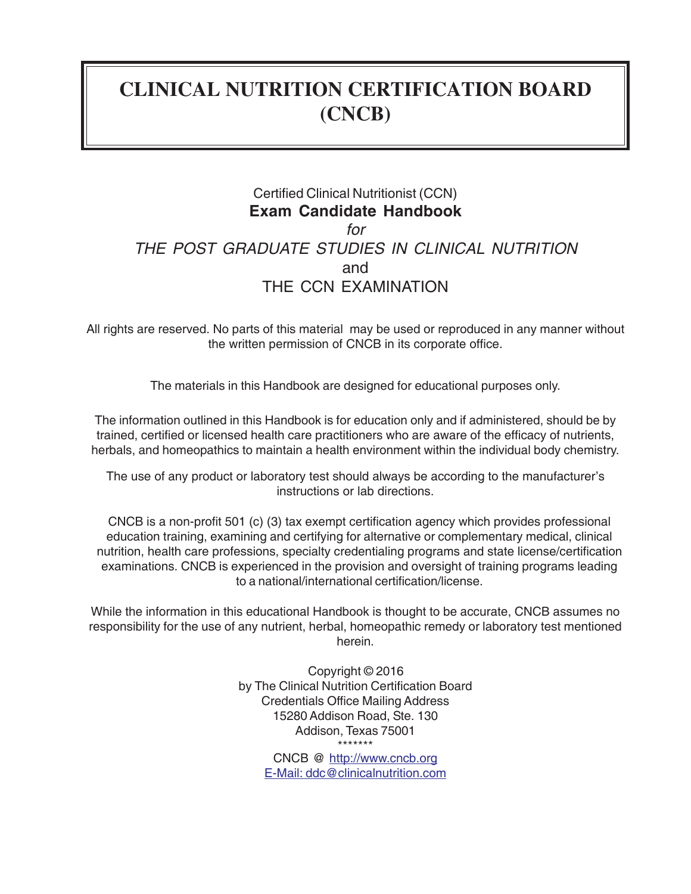# CLINICAL NUTRITION CERTIFICATION BOARD (CNCB)

Certified Clinical Nutritionist (CCN)

**Exam Candidate Handbook**

*for*

*THE POST GRADUATE STUDIES IN CLINICAL NUTRITION*

and

THE CCN EXAMINATION

All rights are reserved. No parts of this material may be used or reproduced in any manner without the written permission of CNCB in its corporate office.

The materials in this Handbook are designed for educational purposes only.

The information outlined in this Handbook is for education only and if administered, should be by trained, certified or licensed health care practitioners who are aware of the efficacy of nutrients, herbals, and homeopathics to maintain a health environment within the individual body chemistry.

The use of any product or laboratory test should always be according to the manufacturer's instructions or lab directions.

CNCB is a non-profit 501 (c) (3) tax exempt certification agency which provides professional education training, examining and certifying for alternative or complementary medical, clinical nutrition, health care professions, specialty credentialing programs and state license/certification examinations. CNCB is experienced in the provision and oversight of training programs leading to a national/international certification/license.

While the information in this educational Handbook is thought to be accurate, CNCB assumes no responsibility for the use of any nutrient, herbal, homeopathic remedy or laboratory test mentioned herein.

Copyright © 2016
by The Clinical Nutrition Certification Board
Credentials Office Mailing Address
15280 Addison Road, Ste. 130
Addison, Texas 75001

*******

CNCB @ http://www.cncb.org
E-Mail: ddc@clinicalnutrition.com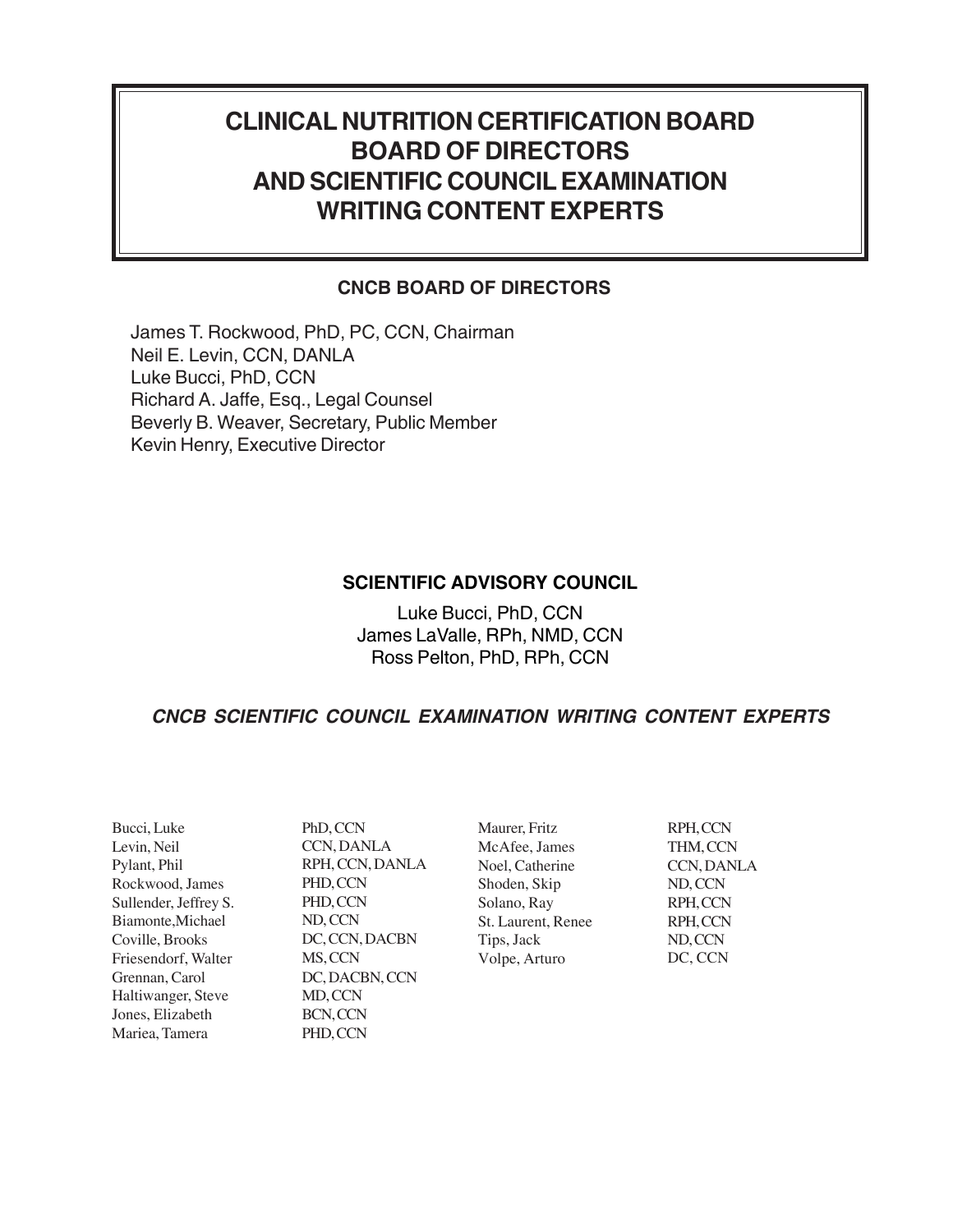# CLINICAL NUTRITION CERTIFICATION BOARD BOARD OF DIRECTORS AND SCIENTIFIC COUNCIL EXAMINATION WRITING CONTENT EXPERTS

## CNCB BOARD OF DIRECTORS

James T. Rockwood, PhD, PC, CCN, Chairman
Neil E. Levin, CCN, DANLA
Luke Bucci, PhD, CCN
Richard A. Jaffe, Esq., Legal Counsel
Beverly B. Weaver, Secretary, Public Member
Kevin Henry, Executive Director

## SCIENTIFIC ADVISORY COUNCIL

Luke Bucci, PhD, CCN
James LaValle, RPh, NMD, CCN
Ross Pelton, PhD, RPh, CCN

## *CNCB SCIENTIFIC COUNCIL EXAMINATION WRITING CONTENT EXPERTS*

| | |
|---|---|
| Bucci, Luke | PhD, CCN |
| Levin, Neil | CCN, DANLA |
| Pylant, Phil | RPH, CCN, DANLA |
| Rockwood, James | PHD, CCN |
| Sullender, Jeffrey S. | PHD, CCN |
| Biamonte,Michael | ND, CCN |
| Coville, Brooks | DC, CCN, DACBN |
| Friesendorf, Walter | MS, CCN |
| Grennan, Carol | DC, DACBN, CCN |
| Haltiwanger, Steve | MD, CCN |
| Jones, Elizabeth | BCN, CCN |
| Mariea, Tamera | PHD, CCN |
| Maurer, Fritz | RPH, CCN |
| McAfee, James | THM, CCN |
| Noel, Catherine | CCN, DANLA |
| Shoden, Skip | ND, CCN |
| Solano, Ray | RPH, CCN |
| St. Laurent, Renee | RPH, CCN |
| Tips, Jack | ND, CCN |
| Volpe, Arturo | DC, CCN |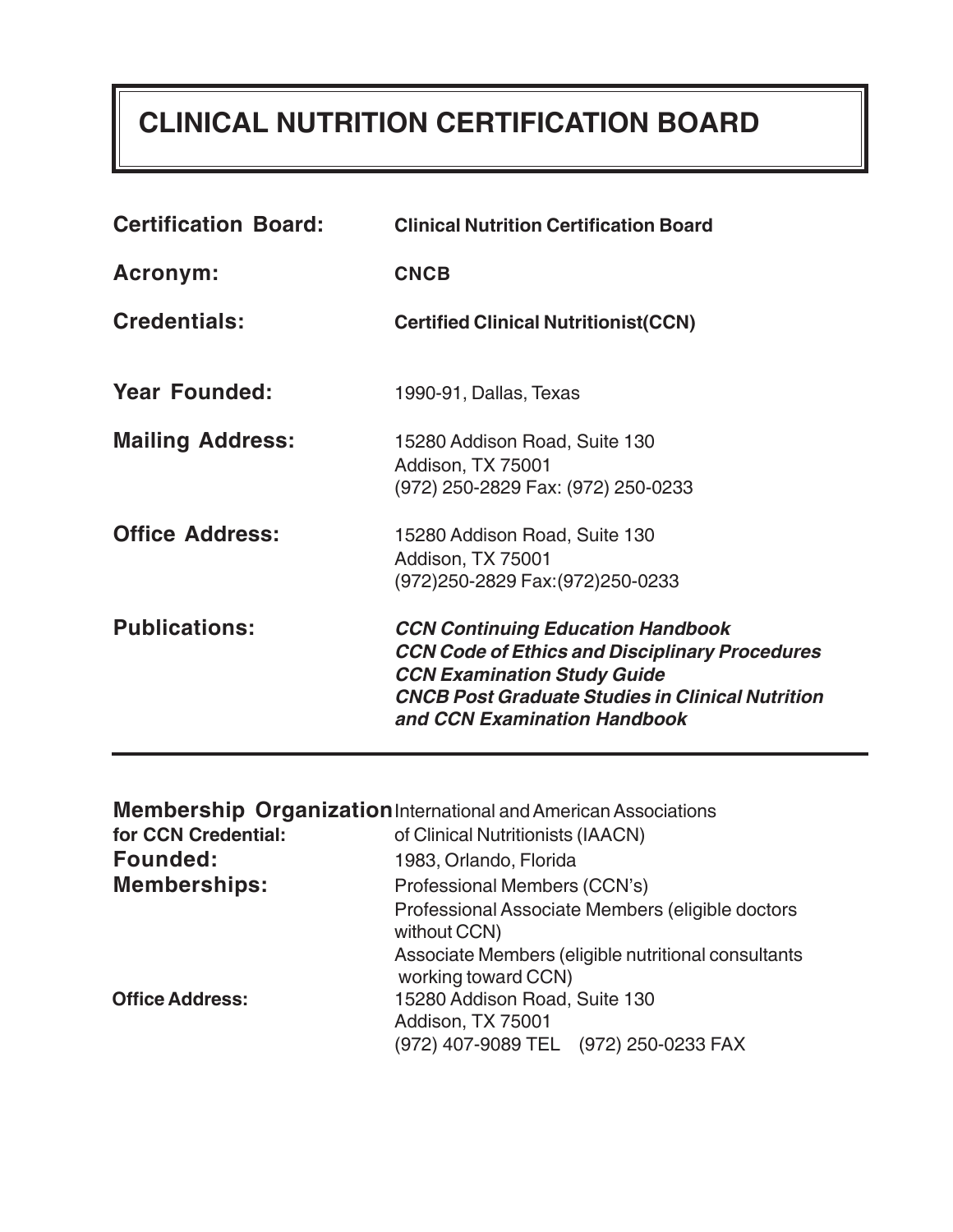# CLINICAL NUTRITION CERTIFICATION BOARD

**Certification Board:** **Clinical Nutrition Certification Board**

**Acronym:** **CNCB**

**Credentials:** **Certified Clinical Nutritionist(CCN)**

**Year Founded:** 1990-91, Dallas, Texas

**Mailing Address:** 15280 Addison Road, Suite 130
Addison, TX 75001
(972) 250-2829 Fax: (972) 250-0233

**Office Address:** 15280 Addison Road, Suite 130
Addison, TX 75001
(972)250-2829 Fax:(972)250-0233

**Publications:**
***CCN Continuing Education Handbook***
***CCN Code of Ethics and Disciplinary Procedures***
***CCN Examination Study Guide***
***CNCB Post Graduate Studies in Clinical Nutrition and CCN Examination Handbook***

---

**Membership Organization for CCN Credential:** International and American Associations of Clinical Nutritionists (IAACN)

**Founded:** 1983, Orlando, Florida

**Memberships:**
Professional Members (CCN's)
Professional Associate Members (eligible doctors without CCN)
Associate Members (eligible nutritional consultants working toward CCN)

**Office Address:** 15280 Addison Road, Suite 130
Addison, TX 75001
(972) 407-9089 TEL (972) 250-0233 FAX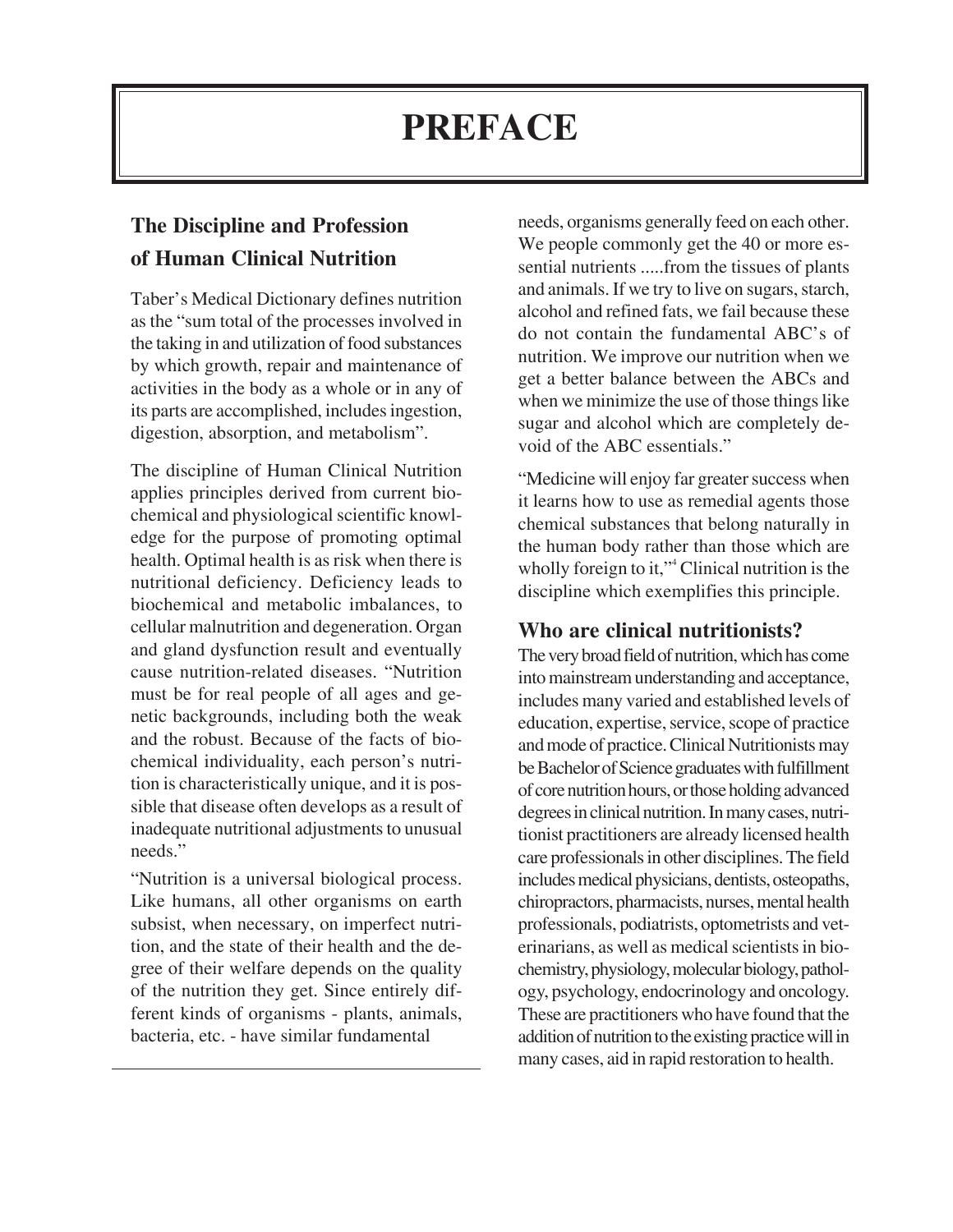# PREFACE

## The Discipline and Profession of Human Clinical Nutrition

Taber's Medical Dictionary defines nutrition as the "sum total of the processes involved in the taking in and utilization of food substances by which growth, repair and maintenance of activities in the body as a whole or in any of its parts are accomplished, includes ingestion, digestion, absorption, and metabolism".

The discipline of Human Clinical Nutrition applies principles derived from current biochemical and physiological scientific knowledge for the purpose of promoting optimal health. Optimal health is as risk when there is nutritional deficiency. Deficiency leads to biochemical and metabolic imbalances, to cellular malnutrition and degeneration. Organ and gland dysfunction result and eventually cause nutrition-related diseases. "Nutrition must be for real people of all ages and genetic backgrounds, including both the weak and the robust. Because of the facts of biochemical individuality, each person's nutrition is characteristically unique, and it is possible that disease often develops as a result of inadequate nutritional adjustments to unusual needs."

"Nutrition is a universal biological process. Like humans, all other organisms on earth subsist, when necessary, on imperfect nutrition, and the state of their health and the degree of their welfare depends on the quality of the nutrition they get. Since entirely different kinds of organisms - plants, animals, bacteria, etc. - have similar fundamental needs, organisms generally feed on each other. We people commonly get the 40 or more essential nutrients .....from the tissues of plants and animals. If we try to live on sugars, starch, alcohol and refined fats, we fail because these do not contain the fundamental ABC's of nutrition. We improve our nutrition when we get a better balance between the ABCs and when we minimize the use of those things like sugar and alcohol which are completely devoid of the ABC essentials."

"Medicine will enjoy far greater success when it learns how to use as remedial agents those chemical substances that belong naturally in the human body rather than those which are wholly foreign to it,"[4] Clinical nutrition is the discipline which exemplifies this principle.

## Who are clinical nutritionists?

The very broad field of nutrition, which has come into mainstream understanding and acceptance, includes many varied and established levels of education, expertise, service, scope of practice and mode of practice. Clinical Nutritionists may be Bachelor of Science graduates with fulfillment of core nutrition hours, or those holding advanced degrees in clinical nutrition. In many cases, nutritionist practitioners are already licensed health care professionals in other disciplines. The field includes medical physicians, dentists, osteopaths, chiropractors, pharmacists, nurses, mental health professionals, podiatrists, optometrists and veterinarians, as well as medical scientists in biochemistry, physiology, molecular biology, pathology, psychology, endocrinology and oncology. These are practitioners who have found that the addition of nutrition to the existing practice will in many cases, aid in rapid restoration to health.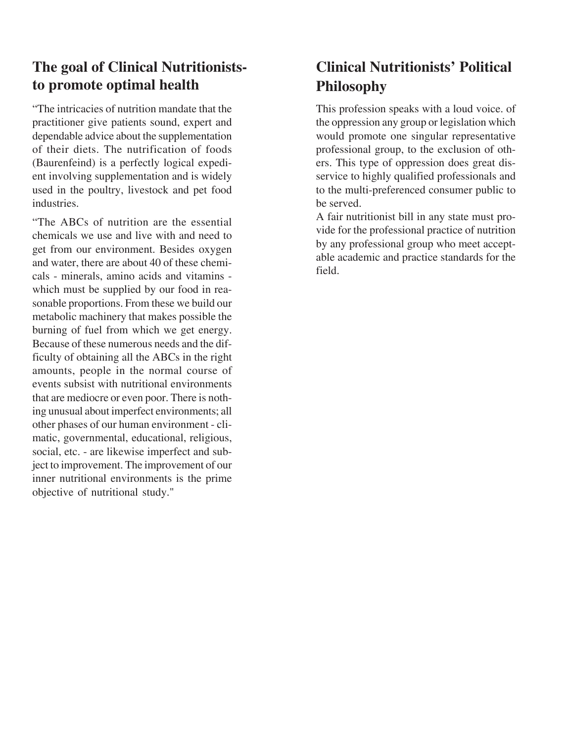## The goal of Clinical Nutritionists- to promote optimal health

"The intricacies of nutrition mandate that the practitioner give patients sound, expert and dependable advice about the supplementation of their diets. The nutrification of foods (Baurenfeind) is a perfectly logical expedient involving supplementation and is widely used in the poultry, livestock and pet food industries.

"The ABCs of nutrition are the essential chemicals we use and live with and need to get from our environment. Besides oxygen and water, there are about 40 of these chemicals - minerals, amino acids and vitamins - which must be supplied by our food in reasonable proportions. From these we build our metabolic machinery that makes possible the burning of fuel from which we get energy. Because of these numerous needs and the difficulty of obtaining all the ABCs in the right amounts, people in the normal course of events subsist with nutritional environments that are mediocre or even poor. There is nothing unusual about imperfect environments; all other phases of our human environment - climatic, governmental, educational, religious, social, etc. - are likewise imperfect and subject to improvement. The improvement of our inner nutritional environments is the prime objective of nutritional study."

## Clinical Nutritionists' Political Philosophy

This profession speaks with a loud voice. of the oppression any group or legislation which would promote one singular representative professional group, to the exclusion of others. This type of oppression does great disservice to highly qualified professionals and to the multi-preferenced consumer public to be served.

A fair nutritionist bill in any state must provide for the professional practice of nutrition by any professional group who meet acceptable academic and practice standards for the field.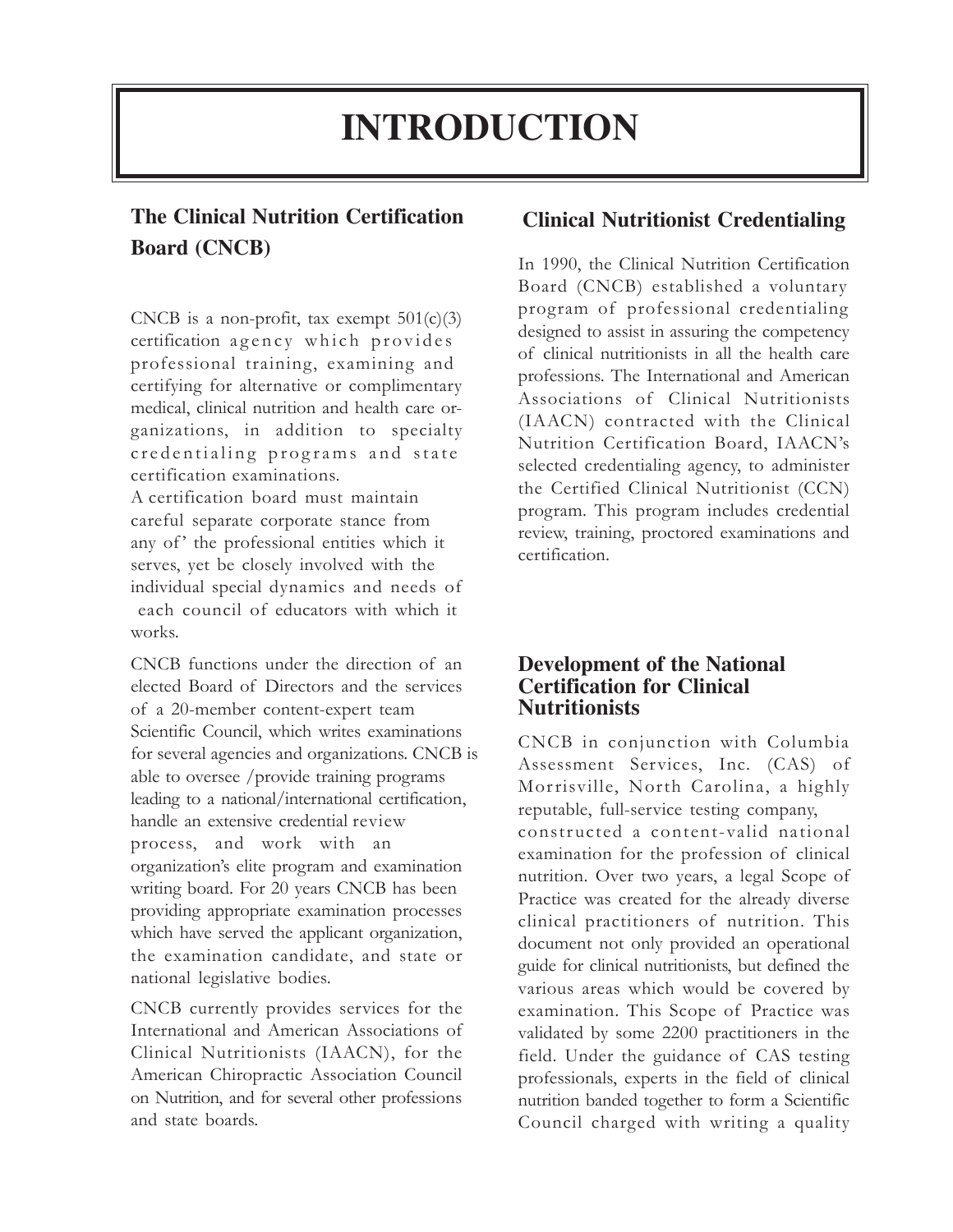# INTRODUCTION

## The Clinical Nutrition Certification Board (CNCB)

CNCB is a non-profit, tax exempt 501(c)(3) certification agency which provides professional training, examining and certifying for alternative or complimentary medical, clinical nutrition and health care organizations, in addition to specialty credentialing programs and state certification examinations.

A certification board must maintain careful separate corporate stance from any of' the professional entities which it serves, yet be closely involved with the individual special dynamics and needs of each council of educators with which it works.

CNCB functions under the direction of an elected Board of Directors and the services of a 20-member content-expert team Scientific Council, which writes examinations for several agencies and organizations. CNCB is able to oversee /provide training programs leading to a national/international certification, handle an extensive credential review process, and work with an organization's elite program and examination writing board. For 20 years CNCB has been providing appropriate examination processes which have served the applicant organization, the examination candidate, and state or national legislative bodies.

CNCB currently provides services for the International and American Associations of Clinical Nutritionists (IAACN), for the American Chiropractic Association Council on Nutrition, and for several other professions and state boards.

## Clinical Nutritionist Credentialing

In 1990, the Clinical Nutrition Certification Board (CNCB) established a voluntary program of professional credentialing designed to assist in assuring the competency of clinical nutritionists in all the health care professions. The International and American Associations of Clinical Nutritionists (IAACN) contracted with the Clinical Nutrition Certification Board, IAACN's selected credentialing agency, to administer the Certified Clinical Nutritionist (CCN) program. This program includes credential review, training, proctored examinations and certification.

## Development of the National Certification for Clinical Nutritionists

CNCB in conjunction with Columbia Assessment Services, Inc. (CAS) of Morrisville, North Carolina, a highly reputable, full-service testing company, constructed a content-valid national examination for the profession of clinical nutrition. Over two years, a legal Scope of Practice was created for the already diverse clinical practitioners of nutrition. This document not only provided an operational guide for clinical nutritionists, but defined the various areas which would be covered by examination. This Scope of Practice was validated by some 2200 practitioners in the field. Under the guidance of CAS testing professionals, experts in the field of clinical nutrition banded together to form a Scientific Council charged with writing a quality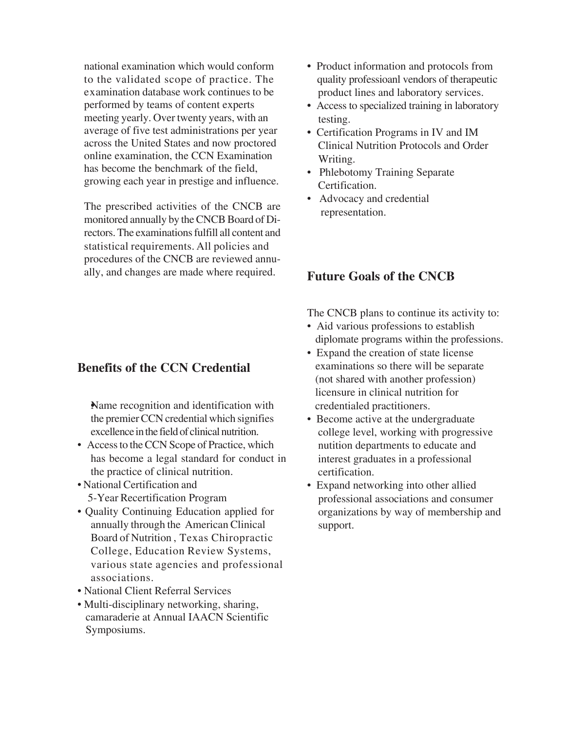national examination which would conform to the validated scope of practice. The examination database work continues to be performed by teams of content experts meeting yearly. Over twenty years, with an average of five test administrations per year across the United States and now proctored online examination, the CCN Examination has become the benchmark of the field, growing each year in prestige and influence.

The prescribed activities of the CNCB are monitored annually by the CNCB Board of Directors. The examinations fulfill all content and statistical requirements. All policies and procedures of the CNCB are reviewed annually, and changes are made where required.

## Benefits of the CCN Credential

- Name recognition and identification with the premier CCN credential which signifies excellence in the field of clinical nutrition.
- Access to the CCN Scope of Practice, which has become a legal standard for conduct in the practice of clinical nutrition.
- National Certification and 5-Year Recertification Program
- Quality Continuing Education applied for annually through the American Clinical Board of Nutrition , Texas Chiropractic College, Education Review Systems, various state agencies and professional associations.
- National Client Referral Services
- Multi-disciplinary networking, sharing, camaraderie at Annual IAACN Scientific Symposiums.
- Product information and protocols from quality professioanl vendors of therapeutic product lines and laboratory services.
- Access to specialized training in laboratory testing.
- Certification Programs in IV and IM Clinical Nutrition Protocols and Order Writing.
- Phlebotomy Training Separate Certification.
- Advocacy and credential representation.

## Future Goals of the CNCB

The CNCB plans to continue its activity to:

- Aid various professions to establish diplomate programs within the professions.
- Expand the creation of state license examinations so there will be separate (not shared with another profession) licensure in clinical nutrition for credentialed practitioners.
- Become active at the undergraduate college level, working with progressive nutition departments to educate and interest graduates in a professional certification.
- Expand networking into other allied professional associations and consumer organizations by way of membership and support.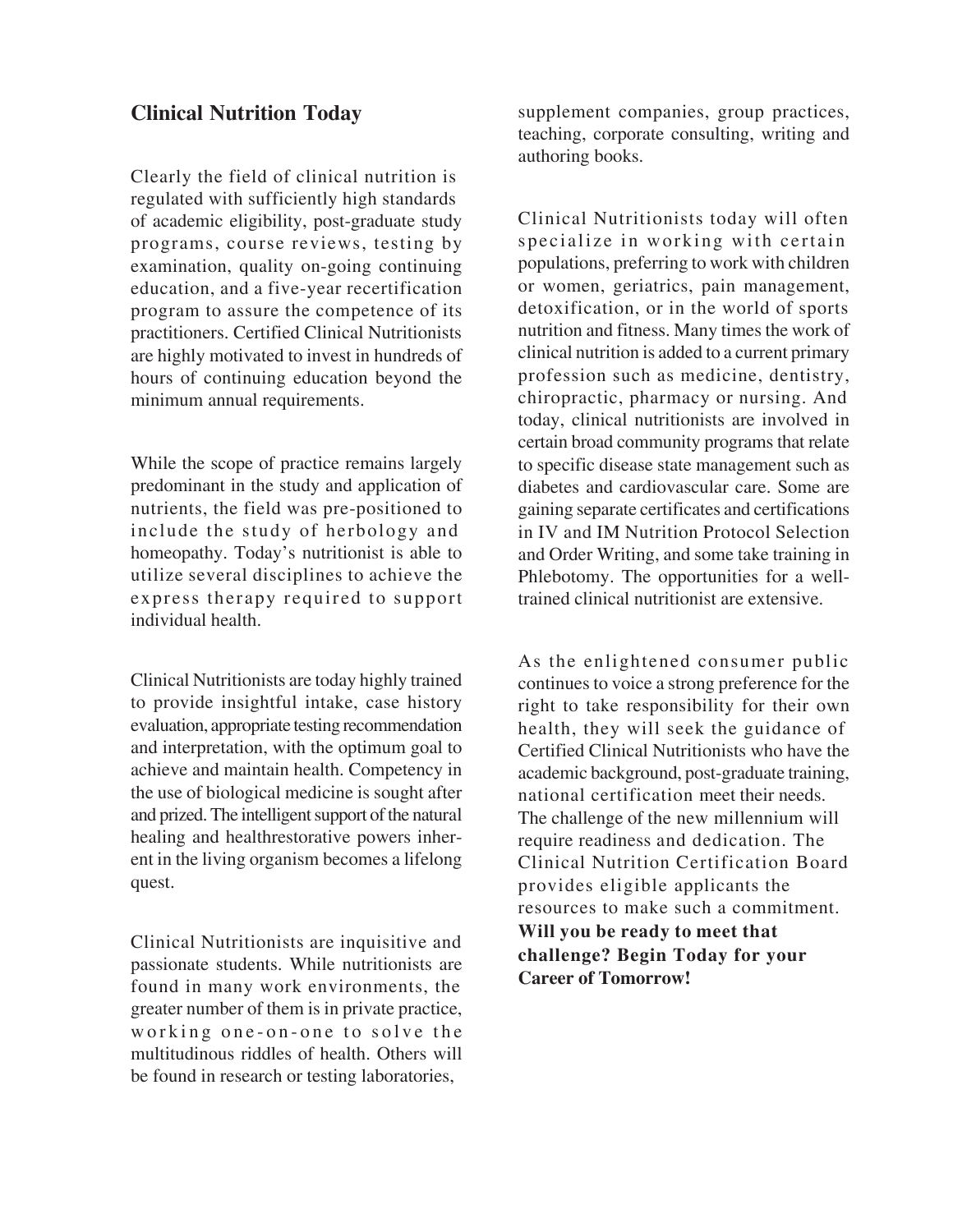## Clinical Nutrition Today

Clearly the field of clinical nutrition is regulated with sufficiently high standards of academic eligibility, post-graduate study programs, course reviews, testing by examination, quality on-going continuing education, and a five-year recertification program to assure the competence of its practitioners. Certified Clinical Nutritionists are highly motivated to invest in hundreds of hours of continuing education beyond the minimum annual requirements.

While the scope of practice remains largely predominant in the study and application of nutrients, the field was pre-positioned to include the study of herbology and homeopathy. Today's nutritionist is able to utilize several disciplines to achieve the express therapy required to support individual health.

Clinical Nutritionists are today highly trained to provide insightful intake, case history evaluation, appropriate testing recommendation and interpretation, with the optimum goal to achieve and maintain health. Competency in the use of biological medicine is sought after and prized. The intelligent support of the natural healing and healthrestorative powers inherent in the living organism becomes a lifelong quest.

Clinical Nutritionists are inquisitive and passionate students. While nutritionists are found in many work environments, the greater number of them is in private practice, working one-on-one to solve the multitudinous riddles of health. Others will be found in research or testing laboratories, supplement companies, group practices, teaching, corporate consulting, writing and authoring books.

Clinical Nutritionists today will often specialize in working with certain populations, preferring to work with children or women, geriatrics, pain management, detoxification, or in the world of sports nutrition and fitness. Many times the work of clinical nutrition is added to a current primary profession such as medicine, dentistry, chiropractic, pharmacy or nursing. And today, clinical nutritionists are involved in certain broad community programs that relate to specific disease state management such as diabetes and cardiovascular care. Some are gaining separate certificates and certifications in IV and IM Nutrition Protocol Selection and Order Writing, and some take training in Phlebotomy. The opportunities for a well-trained clinical nutritionist are extensive.

As the enlightened consumer public continues to voice a strong preference for the right to take responsibility for their own health, they will seek the guidance of Certified Clinical Nutritionists who have the academic background, post-graduate training, national certification meet their needs. The challenge of the new millennium will require readiness and dedication. The Clinical Nutrition Certification Board provides eligible applicants the resources to make such a commitment. **Will you be ready to meet that challenge? Begin Today for your Career of Tomorrow!**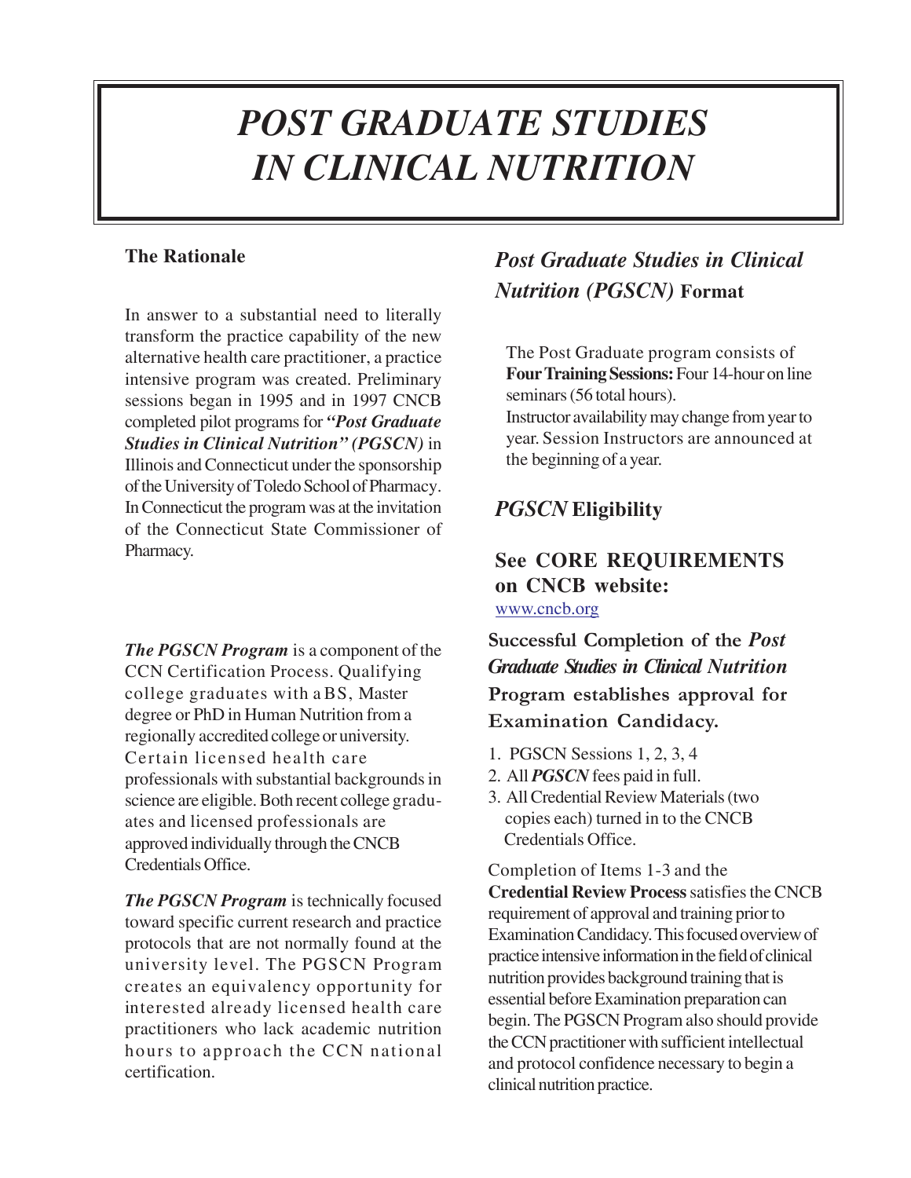# *POST GRADUATE STUDIES IN CLINICAL NUTRITION*

## The Rationale

In answer to a substantial need to literally transform the practice capability of the new alternative health care practitioner, a practice intensive program was created. Preliminary sessions began in 1995 and in 1997 CNCB completed pilot programs for ***"Post Graduate Studies in Clinical Nutrition" (PGSCN)*** in Illinois and Connecticut under the sponsorship of the University of Toledo School of Pharmacy. In Connecticut the program was at the invitation of the Connecticut State Commissioner of Pharmacy.

***The PGSCN Program*** is a component of the CCN Certification Process. Qualifying college graduates with a BS, Master degree or PhD in Human Nutrition from a regionally accredited college or university. Certain licensed health care professionals with substantial backgrounds in science are eligible. Both recent college graduates and licensed professionals are approved individually through the CNCB Credentials Office.

***The PGSCN Program*** is technically focused toward specific current research and practice protocols that are not normally found at the university level. The PGSCN Program creates an equivalency opportunity for interested already licensed health care practitioners who lack academic nutrition hours to approach the CCN national certification.

## *Post Graduate Studies in Clinical Nutrition (PGSCN)* Format

The Post Graduate program consists of **Four Training Sessions:** Four 14-hour on line seminars (56 total hours).
Instructor availability may change from year to year. Session Instructors are announced at the beginning of a year.

## *PGSCN* Eligibility

### See CORE REQUIREMENTS on CNCB website:

www.cncb.org

**Successful Completion of the *Post Graduate Studies in Clinical Nutrition* Program establishes approval for Examination Candidacy.**

1. PGSCN Sessions 1, 2, 3, 4
2. All ***PGSCN*** fees paid in full.
3. All Credential Review Materials (two copies each) turned in to the CNCB Credentials Office.

Completion of Items 1-3 and the **Credential Review Process** satisfies the CNCB requirement of approval and training prior to Examination Candidacy. This focused overview of practice intensive information in the field of clinical nutrition provides background training that is essential before Examination preparation can begin. The PGSCN Program also should provide the CCN practitioner with sufficient intellectual and protocol confidence necessary to begin a clinical nutrition practice.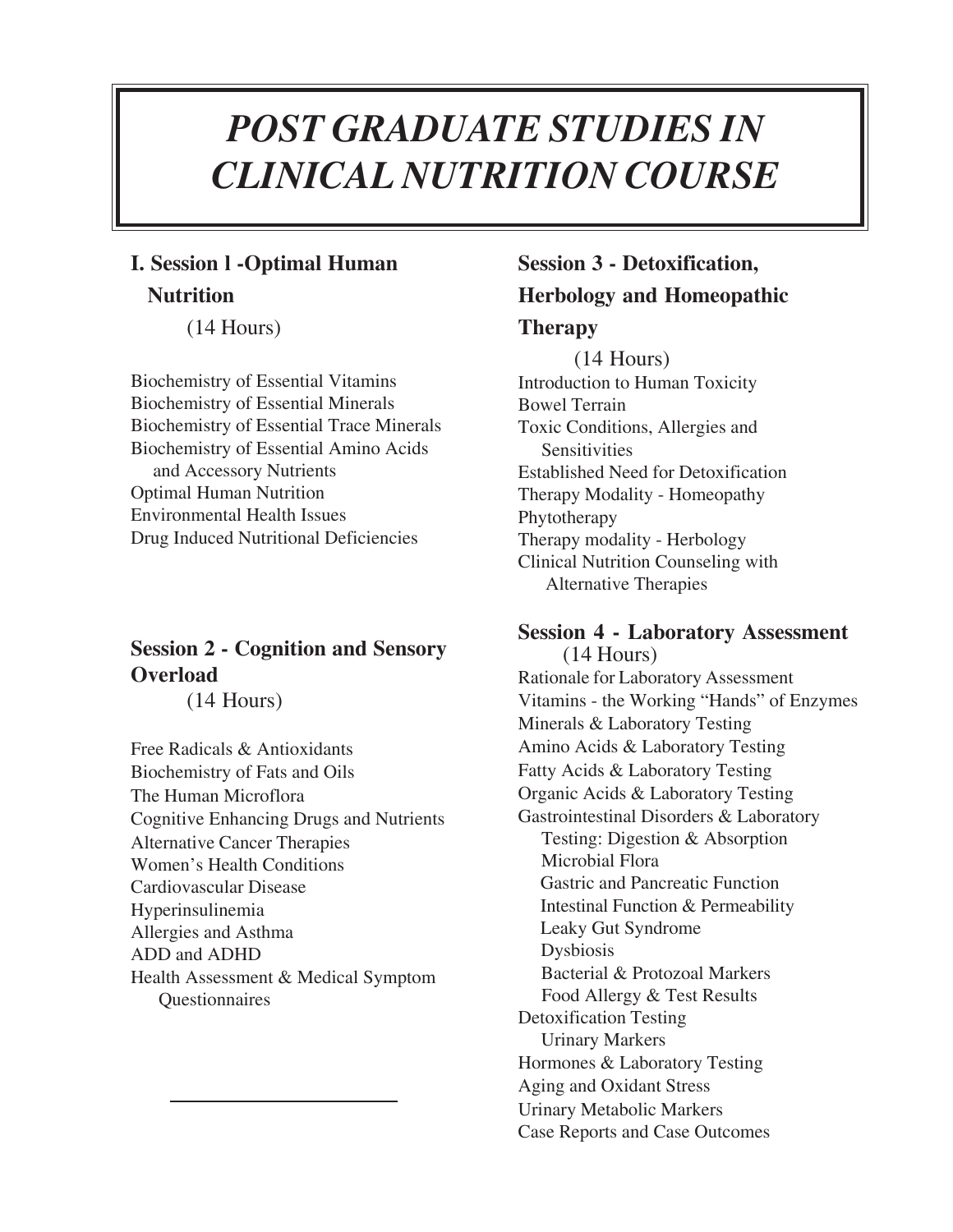# POST GRADUATE STUDIES IN CLINICAL NUTRITION COURSE

## I. Session l -Optimal Human Nutrition

(14 Hours)

Biochemistry of Essential Vitamins
Biochemistry of Essential Minerals
Biochemistry of Essential Trace Minerals
Biochemistry of Essential Amino Acids and Accessory Nutrients
Optimal Human Nutrition
Environmental Health Issues
Drug Induced Nutritional Deficiencies

## Session 2 - Cognition and Sensory Overload

(14 Hours)

Free Radicals & Antioxidants
Biochemistry of Fats and Oils
The Human Microflora
Cognitive Enhancing Drugs and Nutrients
Alternative Cancer Therapies
Women's Health Conditions
Cardiovascular Disease
Hyperinsulinemia
Allergies and Asthma
ADD and ADHD
Health Assessment & Medical Symptom Questionnaires

## Session 3 - Detoxification, Herbology and Homeopathic Therapy

(14 Hours)

Introduction to Human Toxicity
Bowel Terrain
Toxic Conditions, Allergies and Sensitivities
Established Need for Detoxification
Therapy Modality - Homeopathy
Phytotherapy
Therapy modality - Herbology
Clinical Nutrition Counseling with Alternative Therapies

## Session 4 - Laboratory Assessment

(14 Hours)

Rationale for Laboratory Assessment
Vitamins - the Working "Hands" of Enzymes
Minerals & Laboratory Testing
Amino Acids & Laboratory Testing
Fatty Acids & Laboratory Testing
Organic Acids & Laboratory Testing
Gastrointestinal Disorders & Laboratory Testing: Digestion & Absorption
- Microbial Flora
- Gastric and Pancreatic Function
- Intestinal Function & Permeability
- Leaky Gut Syndrome
- Dysbiosis
- Bacterial & Protozoal Markers
- Food Allergy & Test Results

Detoxification Testing
- Urinary Markers

Hormones & Laboratory Testing
Aging and Oxidant Stress
Urinary Metabolic Markers
Case Reports and Case Outcomes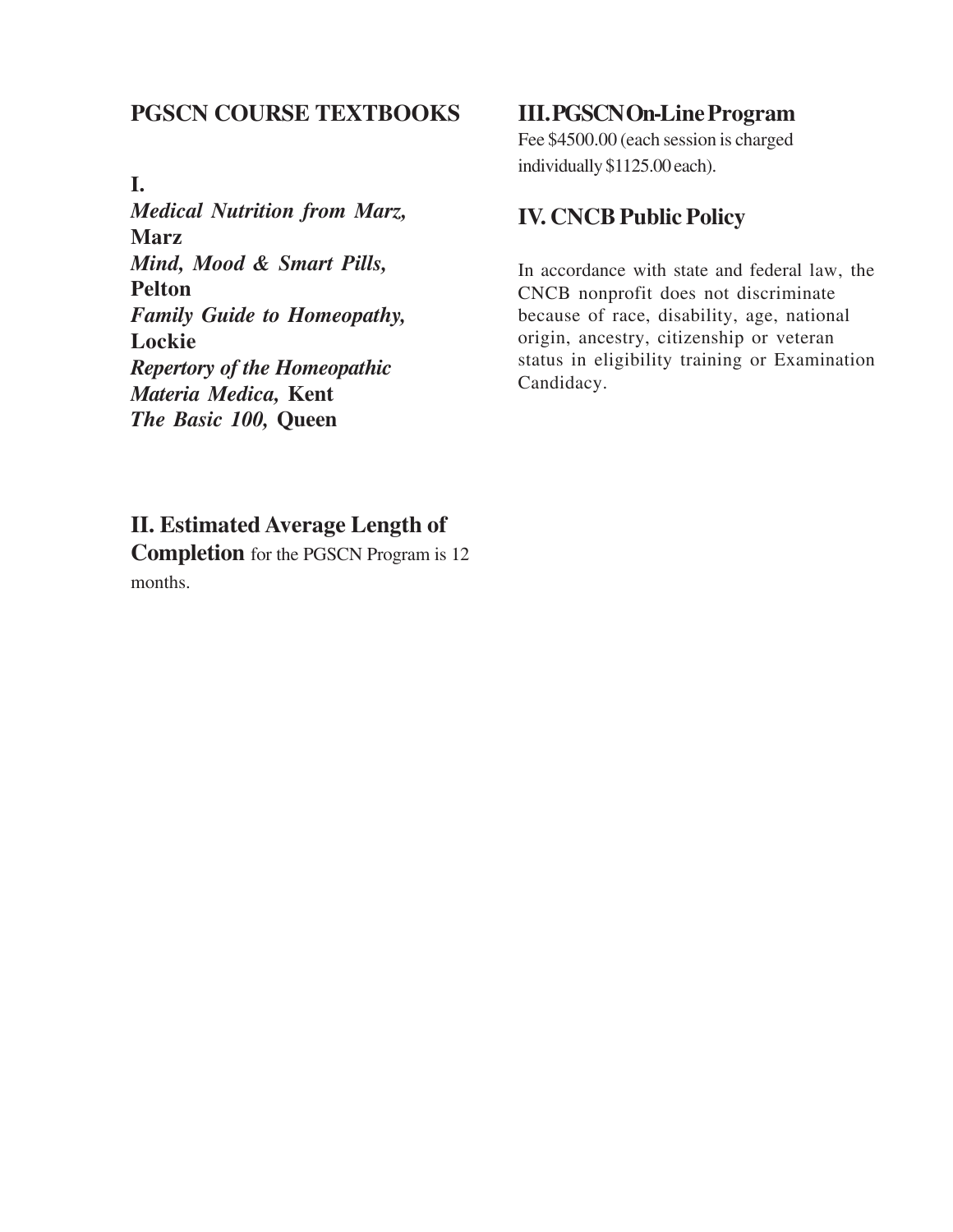## PGSCN COURSE TEXTBOOKS

**I.**

***Medical Nutrition from Marz,*** **Marz**
***Mind, Mood & Smart Pills,*** **Pelton**
***Family Guide to Homeopathy,*** **Lockie**
***Repertory of the Homeopathic Materia Medica,*** **Kent**
***The Basic 100,*** **Queen**

**II. Estimated Average Length of Completion** for the PGSCN Program is 12 months.

## III. PGSCN On-Line Program

Fee $4500.00 (each session is charged individually $1125.00 each).

## IV. CNCB Public Policy

In accordance with state and federal law, the CNCB nonprofit does not discriminate because of race, disability, age, national origin, ancestry, citizenship or veteran status in eligibility training or Examination Candidacy.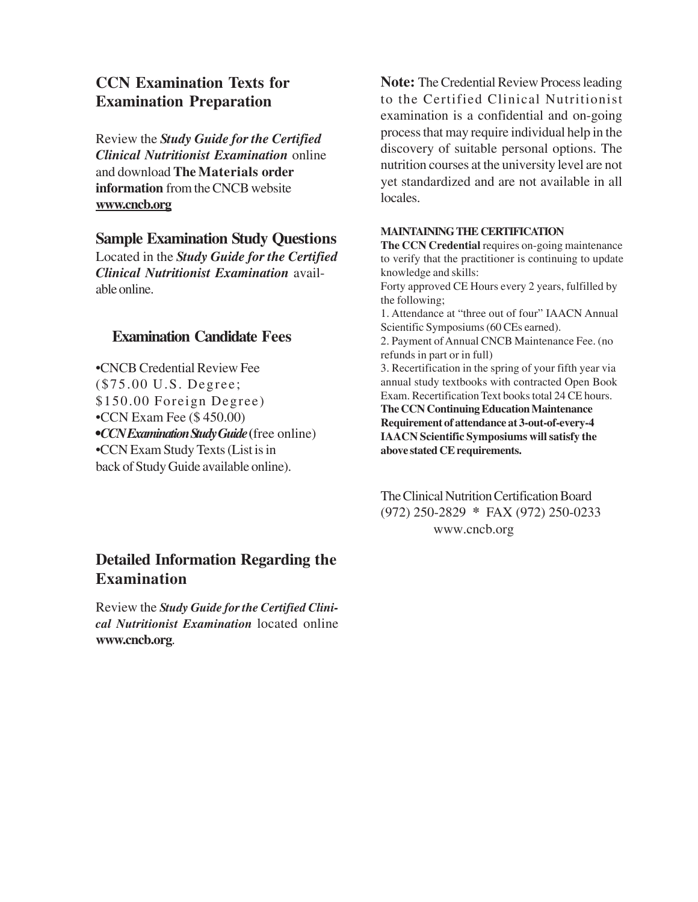## CCN Examination Texts for Examination Preparation

Review the ***Study Guide for the Certified Clinical Nutritionist Examination*** online and download **The Materials order information** from the CNCB website **www.cncb.org**

## Sample Examination Study Questions

Located in the ***Study Guide for the Certified Clinical Nutritionist Examination*** available online.

## Examination Candidate Fees

- CNCB Credential Review Fee ($75.00 U.S. Degree; $150.00 Foreign Degree)
- CCN Exam Fee ($ 450.00)
- ***CCN Examination Study Guide*** (free online)
- CCN Exam Study Texts (List is in back of Study Guide available online).

## Detailed Information Regarding the Examination

Review the ***Study Guide for the Certified Clinical Nutritionist Examination*** located online **www.cncb.org**.

**Note:** The Credential Review Process leading to the Certified Clinical Nutritionist examination is a confidential and on-going process that may require individual help in the discovery of suitable personal options. The nutrition courses at the university level are not yet standardized and are not available in all locales.

### MAINTAINING THE CERTIFICATION

**The CCN Credential** requires on-going maintenance to verify that the practitioner is continuing to update knowledge and skills:

Forty approved CE Hours every 2 years, fulfilled by the following;

1. Attendance at "three out of four" IAACN Annual Scientific Symposiums (60 CEs earned).
2. Payment of Annual CNCB Maintenance Fee. (no refunds in part or in full)
3. Recertification in the spring of your fifth year via annual study textbooks with contracted Open Book Exam. Recertification Text books total 24 CE hours.

**The CCN Continuing Education Maintenance Requirement of attendance at 3-out-of-every-4 IAACN Scientific Symposiums will satisfy the above stated CE requirements.**

The Clinical Nutrition Certification Board
(972) 250-2829 * FAX (972) 250-0233
www.cncb.org